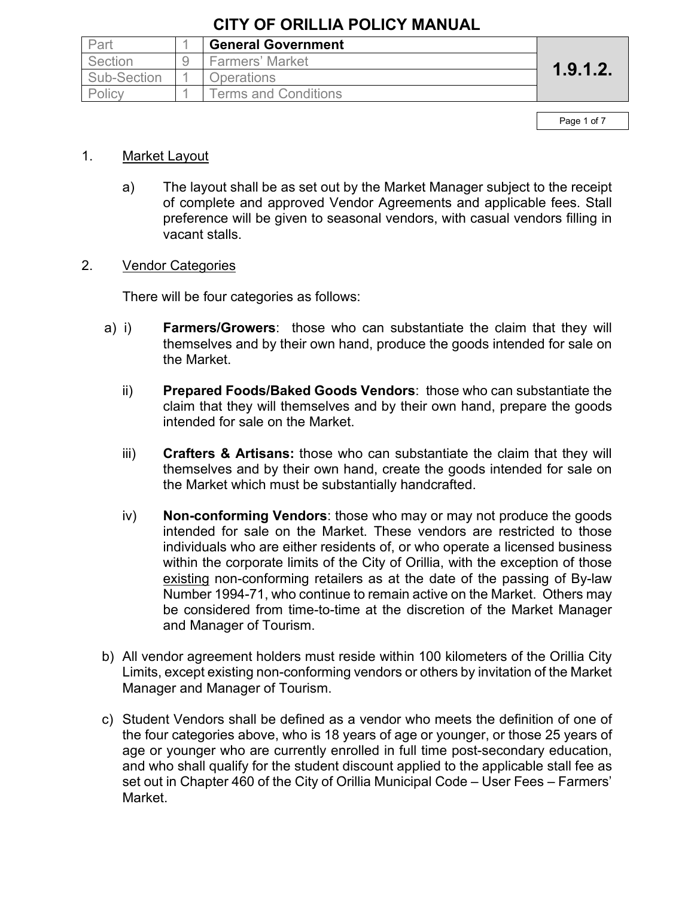# CITY OF ORILLIA POLICY MANUAL

| Part | 1 | **General Government** | **1.9.1.2.** |
|---|---|---|---|
| Section | 9 | Farmers' Market | |
| Sub-Section | 1 | Operations | |
| Policy | 1 | Terms and Conditions | |

1. Market Layout

   a) The layout shall be as set out by the Market Manager subject to the receipt of complete and approved Vendor Agreements and applicable fees. Stall preference will be given to seasonal vendors, with casual vendors filling in vacant stalls.

2. Vendor Categories

   There will be four categories as follows:

   a) i) **Farmers/Growers**: those who can substantiate the claim that they will themselves and by their own hand, produce the goods intended for sale on the Market.

   ii) **Prepared Foods/Baked Goods Vendors**: those who can substantiate the claim that they will themselves and by their own hand, prepare the goods intended for sale on the Market.

   iii) **Crafters & Artisans:** those who can substantiate the claim that they will themselves and by their own hand, create the goods intended for sale on the Market which must be substantially handcrafted.

   iv) **Non-conforming Vendors**: those who may or may not produce the goods intended for sale on the Market. These vendors are restricted to those individuals who are either residents of, or who operate a licensed business within the corporate limits of the City of Orillia, with the exception of those existing non-conforming retailers as at the date of the passing of By-law Number 1994-71, who continue to remain active on the Market. Others may be considered from time-to-time at the discretion of the Market Manager and Manager of Tourism.

   b) All vendor agreement holders must reside within 100 kilometers of the Orillia City Limits, except existing non-conforming vendors or others by invitation of the Market Manager and Manager of Tourism.

   c) Student Vendors shall be defined as a vendor who meets the definition of one of the four categories above, who is 18 years of age or younger, or those 25 years of age or younger who are currently enrolled in full time post-secondary education, and who shall qualify for the student discount applied to the applicable stall fee as set out in Chapter 460 of the City of Orillia Municipal Code – User Fees – Farmers' Market.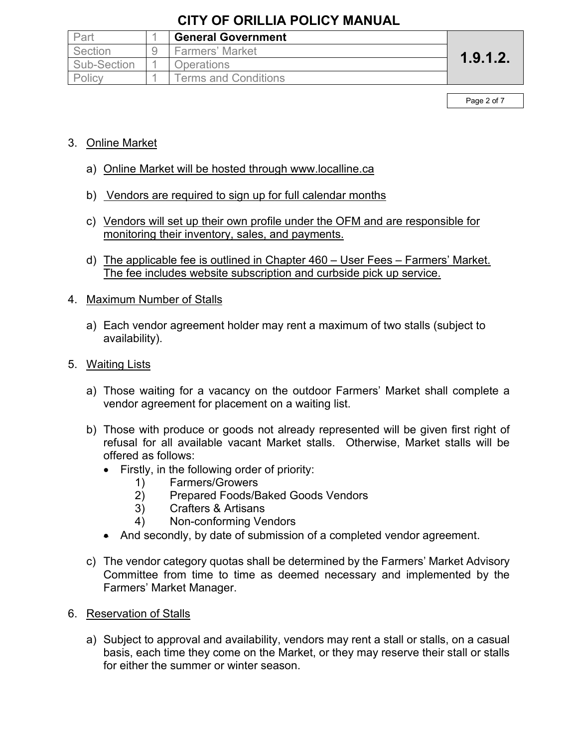3. Online Market

    a) Online Market will be hosted through www.localline.ca

    b) Vendors are required to sign up for full calendar months

    c) Vendors will set up their own profile under the OFM and are responsible for monitoring their inventory, sales, and payments.

    d) The applicable fee is outlined in Chapter 460 – User Fees – Farmers' Market. The fee includes website subscription and curbside pick up service.

4. Maximum Number of Stalls

    a) Each vendor agreement holder may rent a maximum of two stalls (subject to availability).

5. Waiting Lists

    a) Those waiting for a vacancy on the outdoor Farmers' Market shall complete a vendor agreement for placement on a waiting list.

    b) Those with produce or goods not already represented will be given first right of refusal for all available vacant Market stalls. Otherwise, Market stalls will be offered as follows:
        - Firstly, in the following order of priority:
            1) Farmers/Growers
            2) Prepared Foods/Baked Goods Vendors
            3) Crafters & Artisans
            4) Non-conforming Vendors
        - And secondly, by date of submission of a completed vendor agreement.

    c) The vendor category quotas shall be determined by the Farmers' Market Advisory Committee from time to time as deemed necessary and implemented by the Farmers' Market Manager.

6. Reservation of Stalls

    a) Subject to approval and availability, vendors may rent a stall or stalls, on a casual basis, each time they come on the Market, or they may reserve their stall or stalls for either the summer or winter season.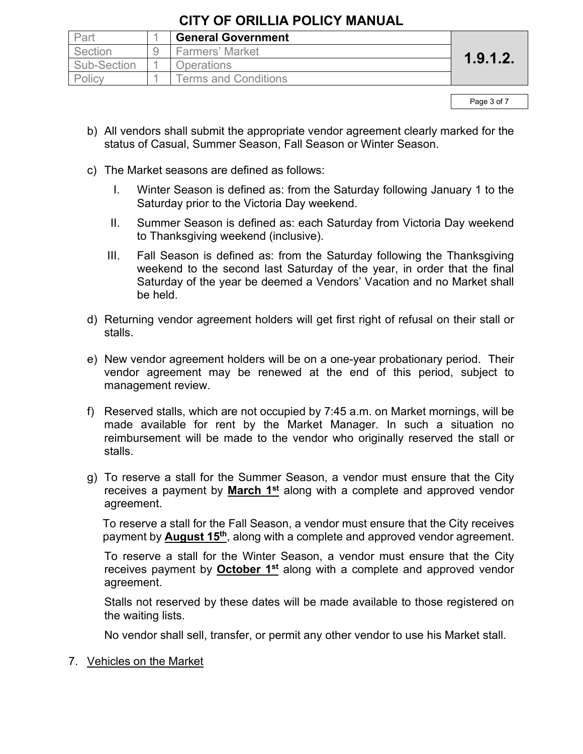b) All vendors shall submit the appropriate vendor agreement clearly marked for the status of Casual, Summer Season, Fall Season or Winter Season.

c) The Market seasons are defined as follows:

   I. Winter Season is defined as: from the Saturday following January 1 to the Saturday prior to the Victoria Day weekend.

   II. Summer Season is defined as: each Saturday from Victoria Day weekend to Thanksgiving weekend (inclusive).

   III. Fall Season is defined as: from the Saturday following the Thanksgiving weekend to the second last Saturday of the year, in order that the final Saturday of the year be deemed a Vendors' Vacation and no Market shall be held.

d) Returning vendor agreement holders will get first right of refusal on their stall or stalls.

e) New vendor agreement holders will be on a one-year probationary period. Their vendor agreement may be renewed at the end of this period, subject to management review.

f) Reserved stalls, which are not occupied by 7:45 a.m. on Market mornings, will be made available for rent by the Market Manager. In such a situation no reimbursement will be made to the vendor who originally reserved the stall or stalls.

g) To reserve a stall for the Summer Season, a vendor must ensure that the City receives a payment by **March 1st** along with a complete and approved vendor agreement.

   To reserve a stall for the Fall Season, a vendor must ensure that the City receives payment by **August 15th**, along with a complete and approved vendor agreement.

   To reserve a stall for the Winter Season, a vendor must ensure that the City receives payment by **October 1st** along with a complete and approved vendor agreement.

   Stalls not reserved by these dates will be made available to those registered on the waiting lists.

   No vendor shall sell, transfer, or permit any other vendor to use his Market stall.

7. Vehicles on the Market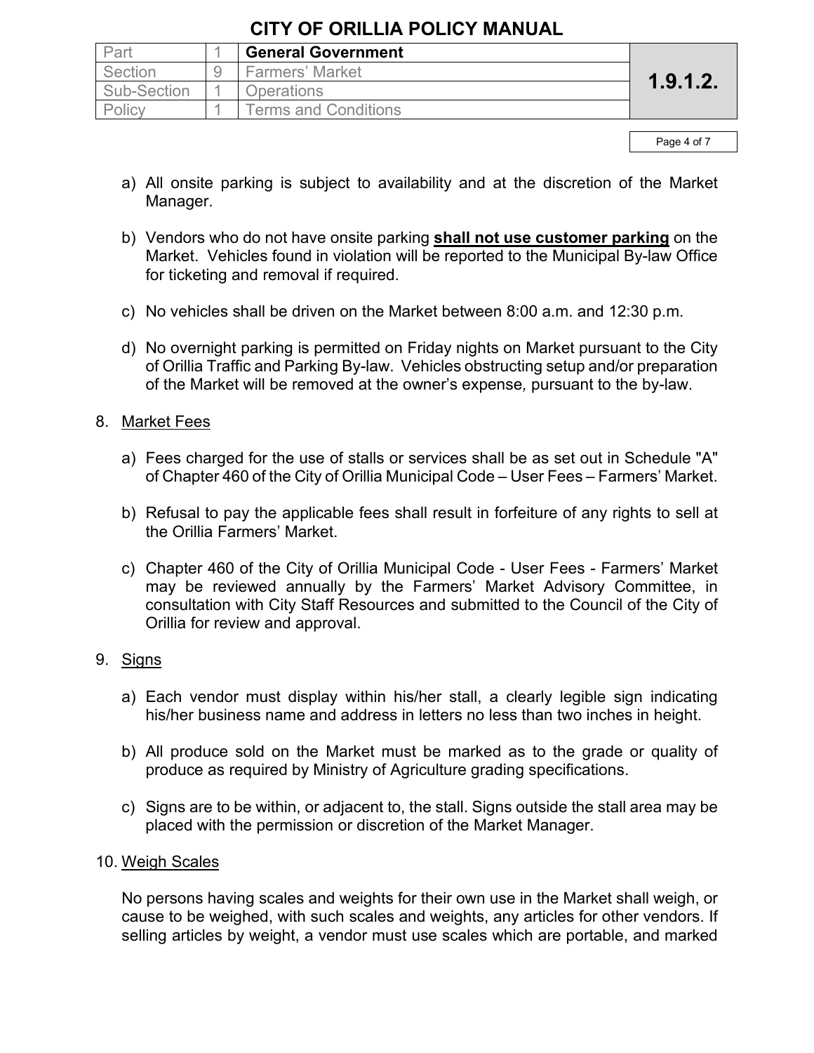a) All onsite parking is subject to availability and at the discretion of the Market Manager.

b) Vendors who do not have onsite parking **shall not use customer parking** on the Market. Vehicles found in violation will be reported to the Municipal By-law Office for ticketing and removal if required.

c) No vehicles shall be driven on the Market between 8:00 a.m. and 12:30 p.m.

d) No overnight parking is permitted on Friday nights on Market pursuant to the City of Orillia Traffic and Parking By-law. Vehicles obstructing setup and/or preparation of the Market will be removed at the owner's expense*,* pursuant to the by-law.

8. Market Fees

a) Fees charged for the use of stalls or services shall be as set out in Schedule "A" of Chapter 460 of the City of Orillia Municipal Code – User Fees – Farmers' Market.

b) Refusal to pay the applicable fees shall result in forfeiture of any rights to sell at the Orillia Farmers' Market.

c) Chapter 460 of the City of Orillia Municipal Code - User Fees - Farmers' Market may be reviewed annually by the Farmers' Market Advisory Committee, in consultation with City Staff Resources and submitted to the Council of the City of Orillia for review and approval.

9. Signs

a) Each vendor must display within his/her stall, a clearly legible sign indicating his/her business name and address in letters no less than two inches in height.

b) All produce sold on the Market must be marked as to the grade or quality of produce as required by Ministry of Agriculture grading specifications.

c) Signs are to be within, or adjacent to, the stall. Signs outside the stall area may be placed with the permission or discretion of the Market Manager.

10. Weigh Scales

No persons having scales and weights for their own use in the Market shall weigh, or cause to be weighed, with such scales and weights, any articles for other vendors. If selling articles by weight, a vendor must use scales which are portable, and marked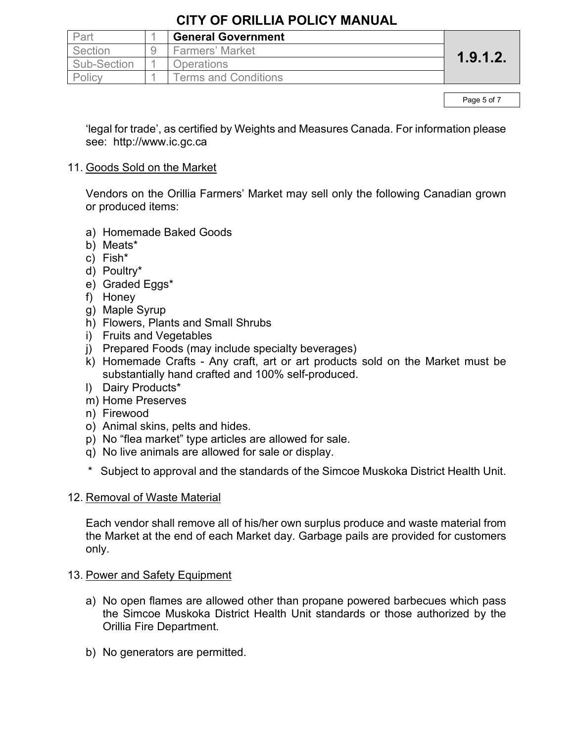‘legal for trade’, as certified by Weights and Measures Canada. For information please see: http://www.ic.gc.ca

11. <u>Goods Sold on the Market</u>

    Vendors on the Orillia Farmers’ Market may sell only the following Canadian grown or produced items:

    a) Homemade Baked Goods
    b) Meats*
    c) Fish*
    d) Poultry*
    e) Graded Eggs*
    f) Honey
    g) Maple Syrup
    h) Flowers, Plants and Small Shrubs
    i) Fruits and Vegetables
    j) Prepared Foods (may include specialty beverages)
    k) Homemade Crafts - Any craft, art or art products sold on the Market must be substantially hand crafted and 100% self-produced.
    l) Dairy Products*
    m) Home Preserves
    n) Firewood
    o) Animal skins, pelts and hides.
    p) No “flea market” type articles are allowed for sale.
    q) No live animals are allowed for sale or display.

    \* Subject to approval and the standards of the Simcoe Muskoka District Health Unit.

12. <u>Removal of Waste Material</u>

    Each vendor shall remove all of his/her own surplus produce and waste material from the Market at the end of each Market day. Garbage pails are provided for customers only.

13. <u>Power and Safety Equipment</u>

    a) No open flames are allowed other than propane powered barbecues which pass the Simcoe Muskoka District Health Unit standards or those authorized by the Orillia Fire Department.

    b) No generators are permitted.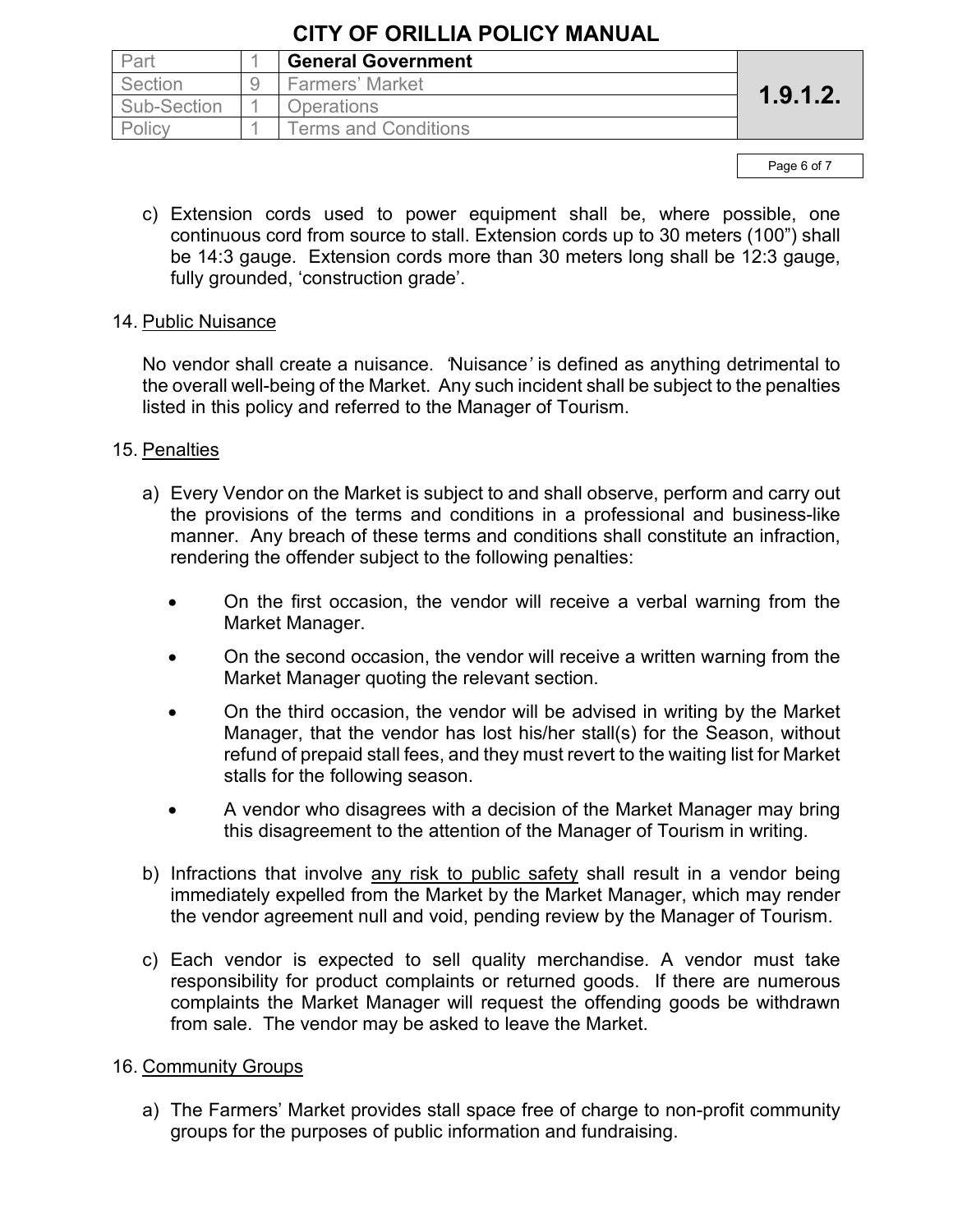c) Extension cords used to power equipment shall be, where possible, one continuous cord from source to stall. Extension cords up to 30 meters (100") shall be 14:3 gauge. Extension cords more than 30 meters long shall be 12:3 gauge, fully grounded, 'construction grade'.

14. Public Nuisance

    No vendor shall create a nuisance. 'Nuisance' is defined as anything detrimental to the overall well-being of the Market. Any such incident shall be subject to the penalties listed in this policy and referred to the Manager of Tourism.

15. Penalties

    a) Every Vendor on the Market is subject to and shall observe, perform and carry out the provisions of the terms and conditions in a professional and business-like manner. Any breach of these terms and conditions shall constitute an infraction, rendering the offender subject to the following penalties:

       - On the first occasion, the vendor will receive a verbal warning from the Market Manager.
       - On the second occasion, the vendor will receive a written warning from the Market Manager quoting the relevant section.
       - On the third occasion, the vendor will be advised in writing by the Market Manager, that the vendor has lost his/her stall(s) for the Season, without refund of prepaid stall fees, and they must revert to the waiting list for Market stalls for the following season.
       - A vendor who disagrees with a decision of the Market Manager may bring this disagreement to the attention of the Manager of Tourism in writing.

    b) Infractions that involve any risk to public safety shall result in a vendor being immediately expelled from the Market by the Market Manager, which may render the vendor agreement null and void, pending review by the Manager of Tourism.

    c) Each vendor is expected to sell quality merchandise. A vendor must take responsibility for product complaints or returned goods. If there are numerous complaints the Market Manager will request the offending goods be withdrawn from sale. The vendor may be asked to leave the Market.

16. Community Groups

    a) The Farmers' Market provides stall space free of charge to non-profit community groups for the purposes of public information and fundraising.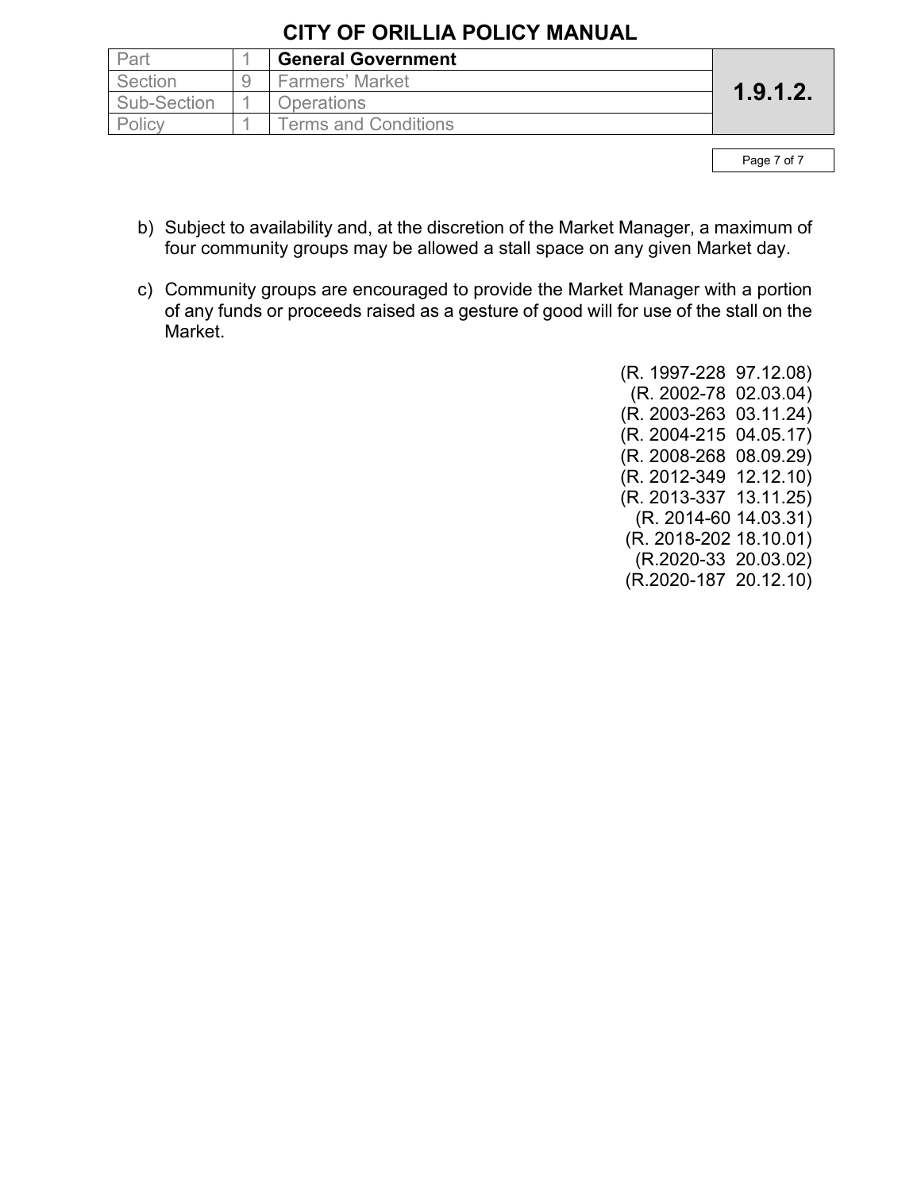b) Subject to availability and, at the discretion of the Market Manager, a maximum of four community groups may be allowed a stall space on any given Market day.

c) Community groups are encouraged to provide the Market Manager with a portion of any funds or proceeds raised as a gesture of good will for use of the stall on the Market.

(R. 1997-228 97.12.08)
(R. 2002-78 02.03.04)
(R. 2003-263 03.11.24)
(R. 2004-215 04.05.17)
(R. 2008-268 08.09.29)
(R. 2012-349 12.12.10)
(R. 2013-337 13.11.25)
(R. 2014-60 14.03.31)
(R. 2018-202 18.10.01)
(R.2020-33 20.03.02)
(R.2020-187 20.12.10)